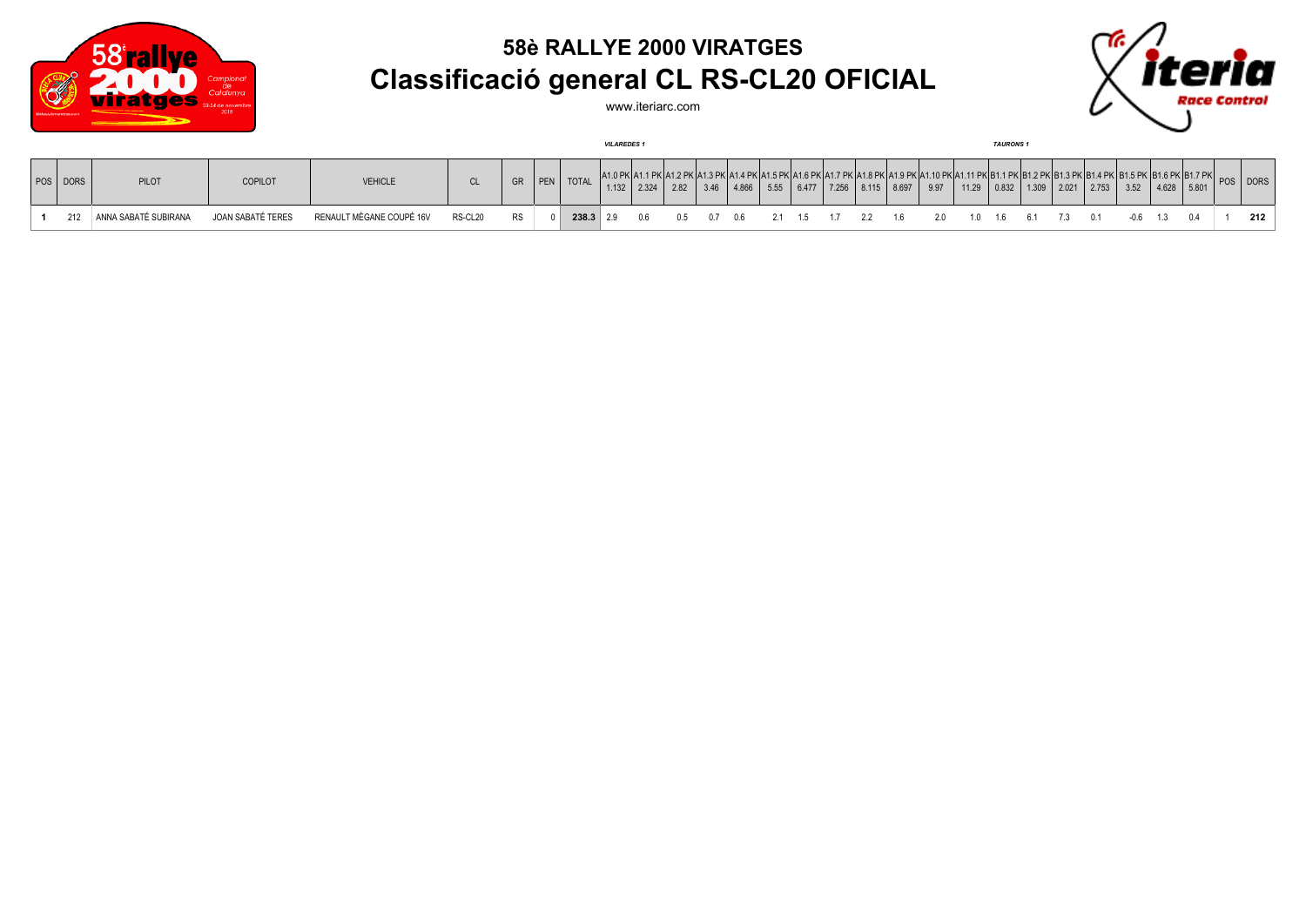# 58è RALLYE 2000 VIRATGES

## Classificació general CL RS-CL20 OFICIAL

www.iteriarc.com

| POS | DORS | PILOT | COPILOT | VEHICLE | CL | GR | PEN | TOTAL | VILAREDES 1 A1.0 PK 1.132 | A1.1 PK 2.324 | A1.2 PK 2.82 | A1.3 PK 3.46 | A1.4 PK 4.866 | A1.5 PK 5.55 | A1.6 PK 6.477 | A1.7 PK 7.256 | A1.8 PK 8.115 | A1.9 PK 8.697 | A1.10 PK 9.97 | A1.11 PK 11.29 | TAURONS 1 B1.1 PK 0.832 | B1.2 PK 1.309 | B1.3 PK 2.021 | B1.4 PK 2.753 | B1.5 PK 3.52 | B1.6 PK 4.628 | B1.7 PK 5.801 | POS | DORS |
|---|---|---|---|---|---|---|---|---|---|---|---|---|---|---|---|---|---|---|---|---|---|---|---|---|---|---|---|---|---|
| **1** | 212 | ANNA SABATÉ SUBIRANA | JOAN SABATÉ TERES | RENAULT MÈGANE COUPÉ 16V | RS-CL20 | RS | 0 | **238.3** | 2.9 | 0.6 | 0.5 | 0.7 | 0.6 | 2.1 | 1.5 | 1.7 | 2.2 | 1.6 | 2.0 | 1.0 | 1.6 | 6.1 | 7.3 | 0.1 | -0.6 | 1.3 | 0.4 | 1 | **212** |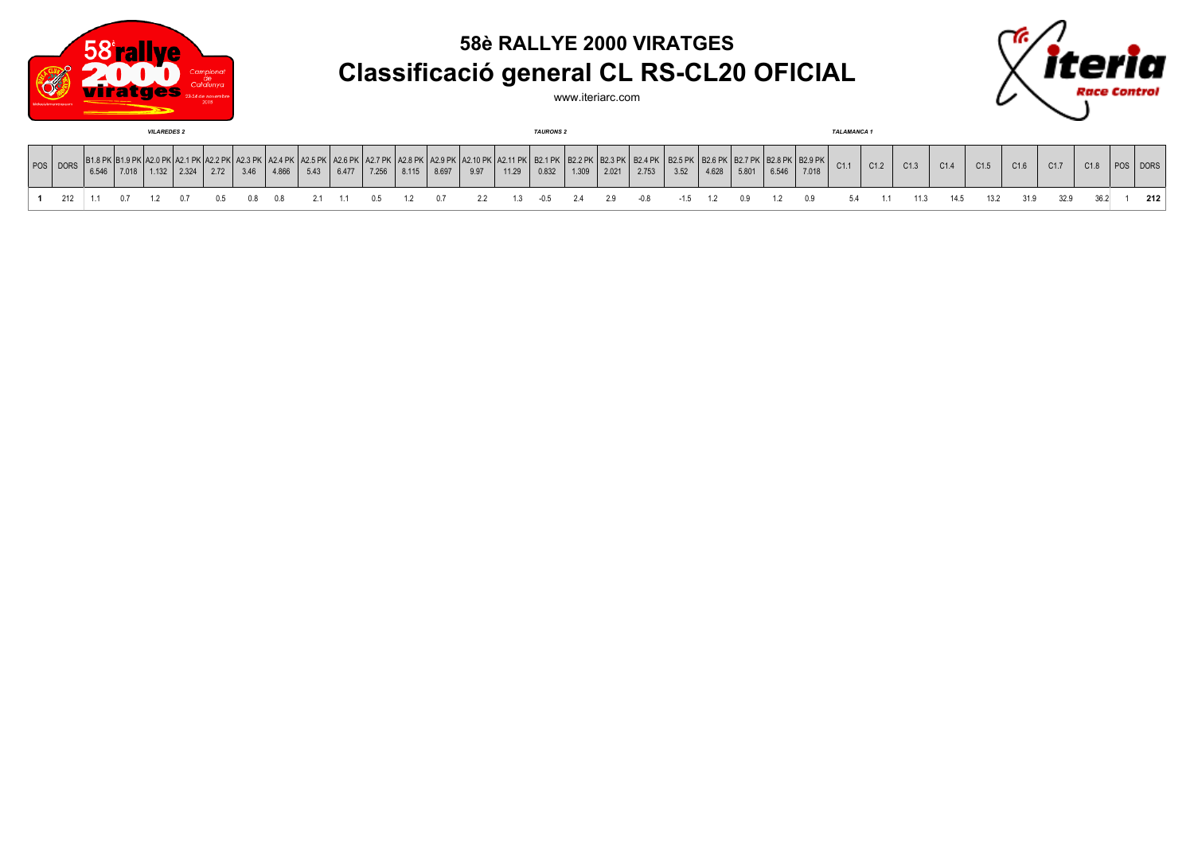# 58è RALLYE 2000 VIRATGES

## Classificació general CL RS-CL20 OFICIAL

www.iteriarc.com

*VILAREDES 2* | *TAURONS 2* | *TALAMANCA 1*

| POS | DORS | B1.8 PK 6.546 | B1.9 PK 7.018 | A2.0 PK 1.132 | A2.1 PK 2.324 | A2.2 PK 2.72 | A2.3 PK 3.46 | A2.4 PK 4.866 | A2.5 PK 5.43 | A2.6 PK 6.477 | A2.7 PK 7.256 | A2.8 PK 8.115 | A2.9 PK 8.697 | A2.10 PK 9.97 | A2.11 PK 11.29 | B2.1 PK 0.832 | B2.2 PK 1.309 | B2.3 PK 2.021 | B2.4 PK 2.753 | B2.5 PK 3.52 | B2.6 PK 4.628 | B2.7 PK 5.801 | B2.8 PK 6.546 | B2.9 PK 7.018 | C1.1 | C1.2 | C1.3 | C1.4 | C1.5 | C1.6 | C1.7 | C1.8 | POS | DORS |
|---|---|---|---|---|---|---|---|---|---|---|---|---|---|---|---|---|---|---|---|---|---|---|---|---|---|---|---|---|---|---|---|---|---|---|
| **1** | 212 | 1.1 | 0.7 | 1.2 | 0.7 | 0.5 | 0.8 | 0.8 | 2.1 | 1.1 | 0.5 | 1.2 | 0.7 | 2.2 | 1.3 | -0.5 | 2.4 | 2.9 | -0.8 | -1.5 | 1.2 | 0.9 | 1.2 | 0.9 | 5.4 | 1.1 | 11.3 | 14.5 | 13.2 | 31.9 | 32.9 | 36.2 | 1 | **212** |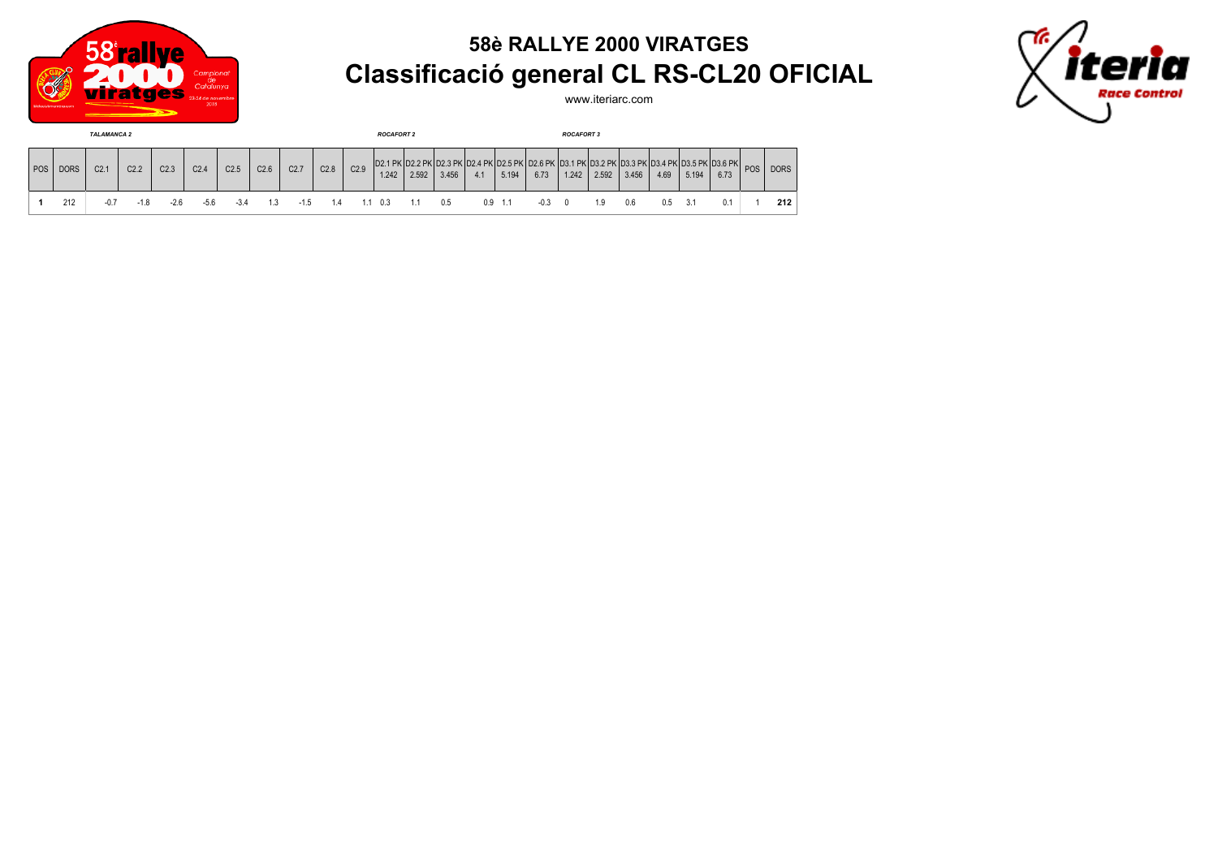# 58è RALLYE 2000 VIRATGES

## Classificació general CL RS-CL20 OFICIAL

www.iteriarc.com

| | | TALAMANCA 2 | | | | | | | | | ROCAFORT 2 | | | | | | ROCAFORT 3 | | | | | | | |
|---|---|---|---|---|---|---|---|---|---|---|---|---|---|---|---|---|---|---|---|---|---|---|---|---|
| POS | DORS | C2.1 | C2.2 | C2.3 | C2.4 | C2.5 | C2.6 | C2.7 | C2.8 | C2.9 | D2.1 PK 1.242 | D2.2 PK 2.592 | D2.3 PK 3.456 | D2.4 PK 4.1 | D2.5 PK 5.194 | D2.6 PK 6.73 | D3.1 PK 1.242 | D3.2 PK 2.592 | D3.3 PK 3.456 | D3.4 PK 4.69 | D3.5 PK 5.194 | D3.6 PK 6.73 | POS | DORS |
| **1** | 212 | -0.7 | -1.8 | -2.6 | -5.6 | -3.4 | 1.3 | -1.5 | 1.4 | 1.1 | 0.3 | 1.1 | 0.5 | 0.9 | 1.1 | -0.3 | 0 | 1.9 | 0.6 | 0.5 | 3.1 | 0.1 | 1 | **212** |